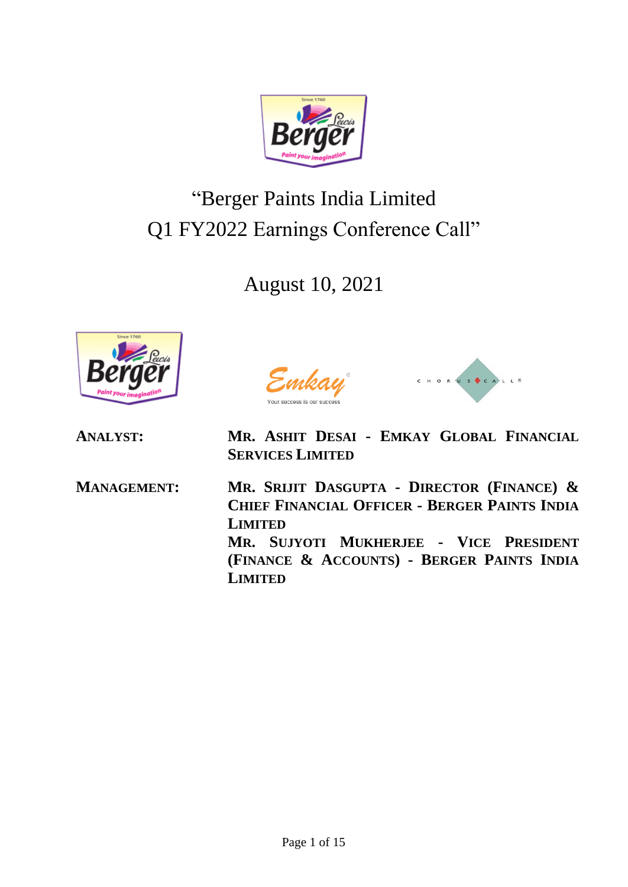# "Berger Paints India Limited Q1 FY2022 Earnings Conference Call"

## August 10, 2021

**ANALYST:** **MR. ASHIT DESAI - EMKAY GLOBAL FINANCIAL SERVICES LIMITED**

**MANAGEMENT:** **MR. SRIJIT DASGUPTA - DIRECTOR (FINANCE) & CHIEF FINANCIAL OFFICER - BERGER PAINTS INDIA LIMITED**

**MR. SUJYOTI MUKHERJEE - VICE PRESIDENT (FINANCE & ACCOUNTS) - BERGER PAINTS INDIA LIMITED**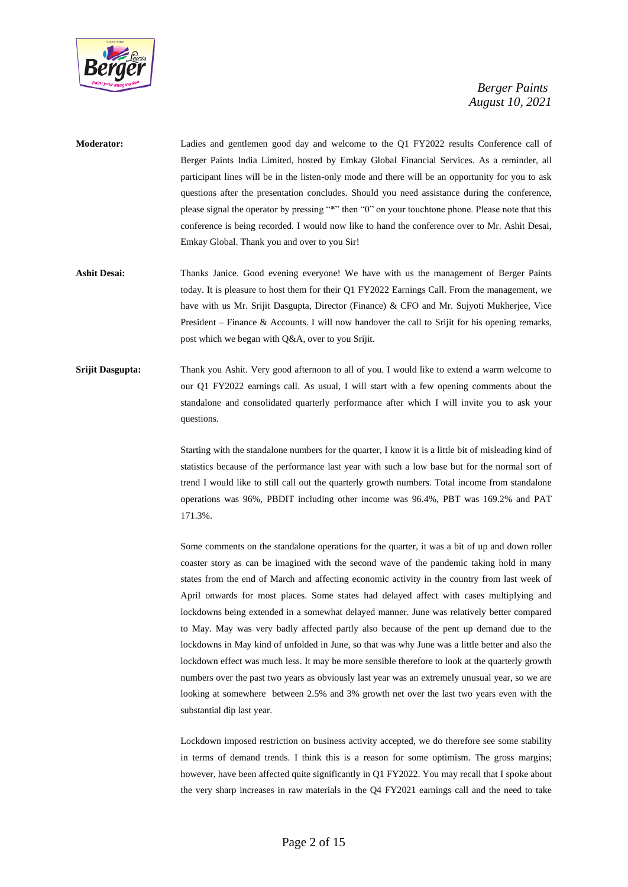**Moderator:** Ladies and gentlemen good day and welcome to the Q1 FY2022 results Conference call of Berger Paints India Limited, hosted by Emkay Global Financial Services. As a reminder, all participant lines will be in the listen-only mode and there will be an opportunity for you to ask questions after the presentation concludes. Should you need assistance during the conference, please signal the operator by pressing "*" then "0" on your touchtone phone. Please note that this conference is being recorded. I would now like to hand the conference over to Mr. Ashit Desai, Emkay Global. Thank you and over to you Sir!

**Ashit Desai:** Thanks Janice. Good evening everyone! We have with us the management of Berger Paints today. It is pleasure to host them for their Q1 FY2022 Earnings Call. From the management, we have with us Mr. Srijit Dasgupta, Director (Finance) & CFO and Mr. Sujyoti Mukherjee, Vice President – Finance & Accounts. I will now handover the call to Srijit for his opening remarks, post which we began with Q&A, over to you Srijit.

**Srijit Dasgupta:** Thank you Ashit. Very good afternoon to all of you. I would like to extend a warm welcome to our Q1 FY2022 earnings call. As usual, I will start with a few opening comments about the standalone and consolidated quarterly performance after which I will invite you to ask your questions.

Starting with the standalone numbers for the quarter, I know it is a little bit of misleading kind of statistics because of the performance last year with such a low base but for the normal sort of trend I would like to still call out the quarterly growth numbers. Total income from standalone operations was 96%, PBDIT including other income was 96.4%, PBT was 169.2% and PAT 171.3%.

Some comments on the standalone operations for the quarter, it was a bit of up and down roller coaster story as can be imagined with the second wave of the pandemic taking hold in many states from the end of March and affecting economic activity in the country from last week of April onwards for most places. Some states had delayed affect with cases multiplying and lockdowns being extended in a somewhat delayed manner. June was relatively better compared to May. May was very badly affected partly also because of the pent up demand due to the lockdowns in May kind of unfolded in June, so that was why June was a little better and also the lockdown effect was much less. It may be more sensible therefore to look at the quarterly growth numbers over the past two years as obviously last year was an extremely unusual year, so we are looking at somewhere between 2.5% and 3% growth net over the last two years even with the substantial dip last year.

Lockdown imposed restriction on business activity accepted, we do therefore see some stability in terms of demand trends. I think this is a reason for some optimism. The gross margins; however, have been affected quite significantly in Q1 FY2022. You may recall that I spoke about the very sharp increases in raw materials in the Q4 FY2021 earnings call and the need to take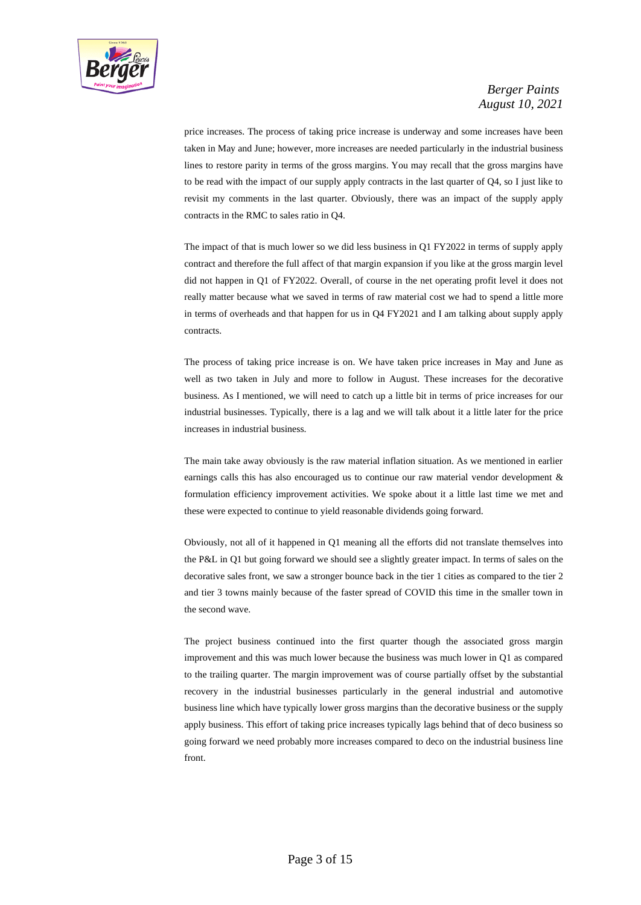price increases. The process of taking price increase is underway and some increases have been taken in May and June; however, more increases are needed particularly in the industrial business lines to restore parity in terms of the gross margins. You may recall that the gross margins have to be read with the impact of our supply apply contracts in the last quarter of Q4, so I just like to revisit my comments in the last quarter. Obviously, there was an impact of the supply apply contracts in the RMC to sales ratio in Q4.

The impact of that is much lower so we did less business in Q1 FY2022 in terms of supply apply contract and therefore the full affect of that margin expansion if you like at the gross margin level did not happen in Q1 of FY2022. Overall, of course in the net operating profit level it does not really matter because what we saved in terms of raw material cost we had to spend a little more in terms of overheads and that happen for us in Q4 FY2021 and I am talking about supply apply contracts.

The process of taking price increase is on. We have taken price increases in May and June as well as two taken in July and more to follow in August. These increases for the decorative business. As I mentioned, we will need to catch up a little bit in terms of price increases for our industrial businesses. Typically, there is a lag and we will talk about it a little later for the price increases in industrial business.

The main take away obviously is the raw material inflation situation. As we mentioned in earlier earnings calls this has also encouraged us to continue our raw material vendor development & formulation efficiency improvement activities. We spoke about it a little last time we met and these were expected to continue to yield reasonable dividends going forward.

Obviously, not all of it happened in Q1 meaning all the efforts did not translate themselves into the P&L in Q1 but going forward we should see a slightly greater impact. In terms of sales on the decorative sales front, we saw a stronger bounce back in the tier 1 cities as compared to the tier 2 and tier 3 towns mainly because of the faster spread of COVID this time in the smaller town in the second wave.

The project business continued into the first quarter though the associated gross margin improvement and this was much lower because the business was much lower in Q1 as compared to the trailing quarter. The margin improvement was of course partially offset by the substantial recovery in the industrial businesses particularly in the general industrial and automotive business line which have typically lower gross margins than the decorative business or the supply apply business. This effort of taking price increases typically lags behind that of deco business so going forward we need probably more increases compared to deco on the industrial business line front.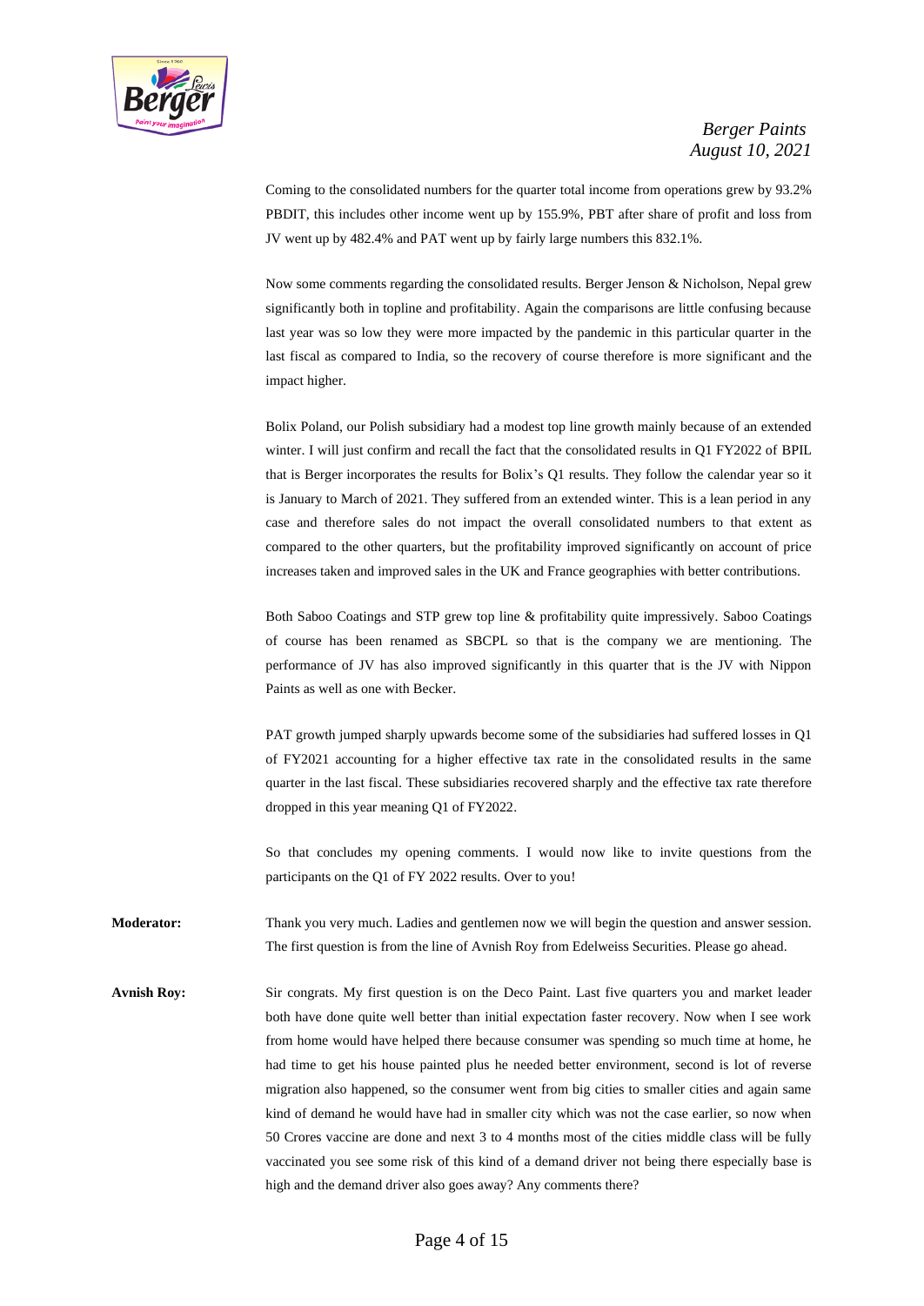Coming to the consolidated numbers for the quarter total income from operations grew by 93.2% PBDIT, this includes other income went up by 155.9%, PBT after share of profit and loss from JV went up by 482.4% and PAT went up by fairly large numbers this 832.1%.

Now some comments regarding the consolidated results. Berger Jenson & Nicholson, Nepal grew significantly both in topline and profitability. Again the comparisons are little confusing because last year was so low they were more impacted by the pandemic in this particular quarter in the last fiscal as compared to India, so the recovery of course therefore is more significant and the impact higher.

Bolix Poland, our Polish subsidiary had a modest top line growth mainly because of an extended winter. I will just confirm and recall the fact that the consolidated results in Q1 FY2022 of BPIL that is Berger incorporates the results for Bolix's Q1 results. They follow the calendar year so it is January to March of 2021. They suffered from an extended winter. This is a lean period in any case and therefore sales do not impact the overall consolidated numbers to that extent as compared to the other quarters, but the profitability improved significantly on account of price increases taken and improved sales in the UK and France geographies with better contributions.

Both Saboo Coatings and STP grew top line & profitability quite impressively. Saboo Coatings of course has been renamed as SBCPL so that is the company we are mentioning. The performance of JV has also improved significantly in this quarter that is the JV with Nippon Paints as well as one with Becker.

PAT growth jumped sharply upwards become some of the subsidiaries had suffered losses in Q1 of FY2021 accounting for a higher effective tax rate in the consolidated results in the same quarter in the last fiscal. These subsidiaries recovered sharply and the effective tax rate therefore dropped in this year meaning Q1 of FY2022.

So that concludes my opening comments. I would now like to invite questions from the participants on the Q1 of FY 2022 results. Over to you!

**Moderator:** Thank you very much. Ladies and gentlemen now we will begin the question and answer session. The first question is from the line of Avnish Roy from Edelweiss Securities. Please go ahead.

**Avnish Roy:** Sir congrats. My first question is on the Deco Paint. Last five quarters you and market leader both have done quite well better than initial expectation faster recovery. Now when I see work from home would have helped there because consumer was spending so much time at home, he had time to get his house painted plus he needed better environment, second is lot of reverse migration also happened, so the consumer went from big cities to smaller cities and again same kind of demand he would have had in smaller city which was not the case earlier, so now when 50 Crores vaccine are done and next 3 to 4 months most of the cities middle class will be fully vaccinated you see some risk of this kind of a demand driver not being there especially base is high and the demand driver also goes away? Any comments there?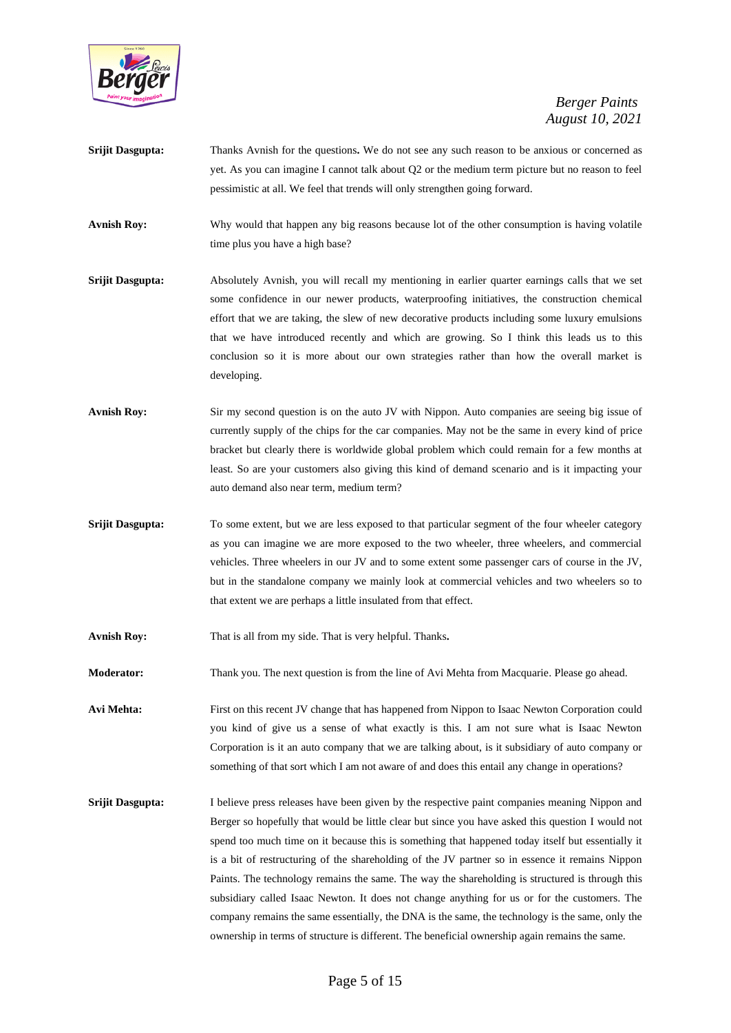**Srijit Dasgupta:** Thanks Avnish for the questions**.** We do not see any such reason to be anxious or concerned as yet. As you can imagine I cannot talk about Q2 or the medium term picture but no reason to feel pessimistic at all. We feel that trends will only strengthen going forward.

**Avnish Roy:** Why would that happen any big reasons because lot of the other consumption is having volatile time plus you have a high base?

**Srijit Dasgupta:** Absolutely Avnish, you will recall my mentioning in earlier quarter earnings calls that we set some confidence in our newer products, waterproofing initiatives, the construction chemical effort that we are taking, the slew of new decorative products including some luxury emulsions that we have introduced recently and which are growing. So I think this leads us to this conclusion so it is more about our own strategies rather than how the overall market is developing.

**Avnish Roy:** Sir my second question is on the auto JV with Nippon. Auto companies are seeing big issue of currently supply of the chips for the car companies. May not be the same in every kind of price bracket but clearly there is worldwide global problem which could remain for a few months at least. So are your customers also giving this kind of demand scenario and is it impacting your auto demand also near term, medium term?

**Srijit Dasgupta:** To some extent, but we are less exposed to that particular segment of the four wheeler category as you can imagine we are more exposed to the two wheeler, three wheelers, and commercial vehicles. Three wheelers in our JV and to some extent some passenger cars of course in the JV, but in the standalone company we mainly look at commercial vehicles and two wheelers so to that extent we are perhaps a little insulated from that effect.

**Avnish Roy:** That is all from my side. That is very helpful. Thanks**.**

**Moderator:** Thank you. The next question is from the line of Avi Mehta from Macquarie. Please go ahead.

**Avi Mehta:** First on this recent JV change that has happened from Nippon to Isaac Newton Corporation could you kind of give us a sense of what exactly is this. I am not sure what is Isaac Newton Corporation is it an auto company that we are talking about, is it subsidiary of auto company or something of that sort which I am not aware of and does this entail any change in operations?

**Srijit Dasgupta:** I believe press releases have been given by the respective paint companies meaning Nippon and Berger so hopefully that would be little clear but since you have asked this question I would not spend too much time on it because this is something that happened today itself but essentially it is a bit of restructuring of the shareholding of the JV partner so in essence it remains Nippon Paints. The technology remains the same. The way the shareholding is structured is through this subsidiary called Isaac Newton. It does not change anything for us or for the customers. The company remains the same essentially, the DNA is the same, the technology is the same, only the ownership in terms of structure is different. The beneficial ownership again remains the same.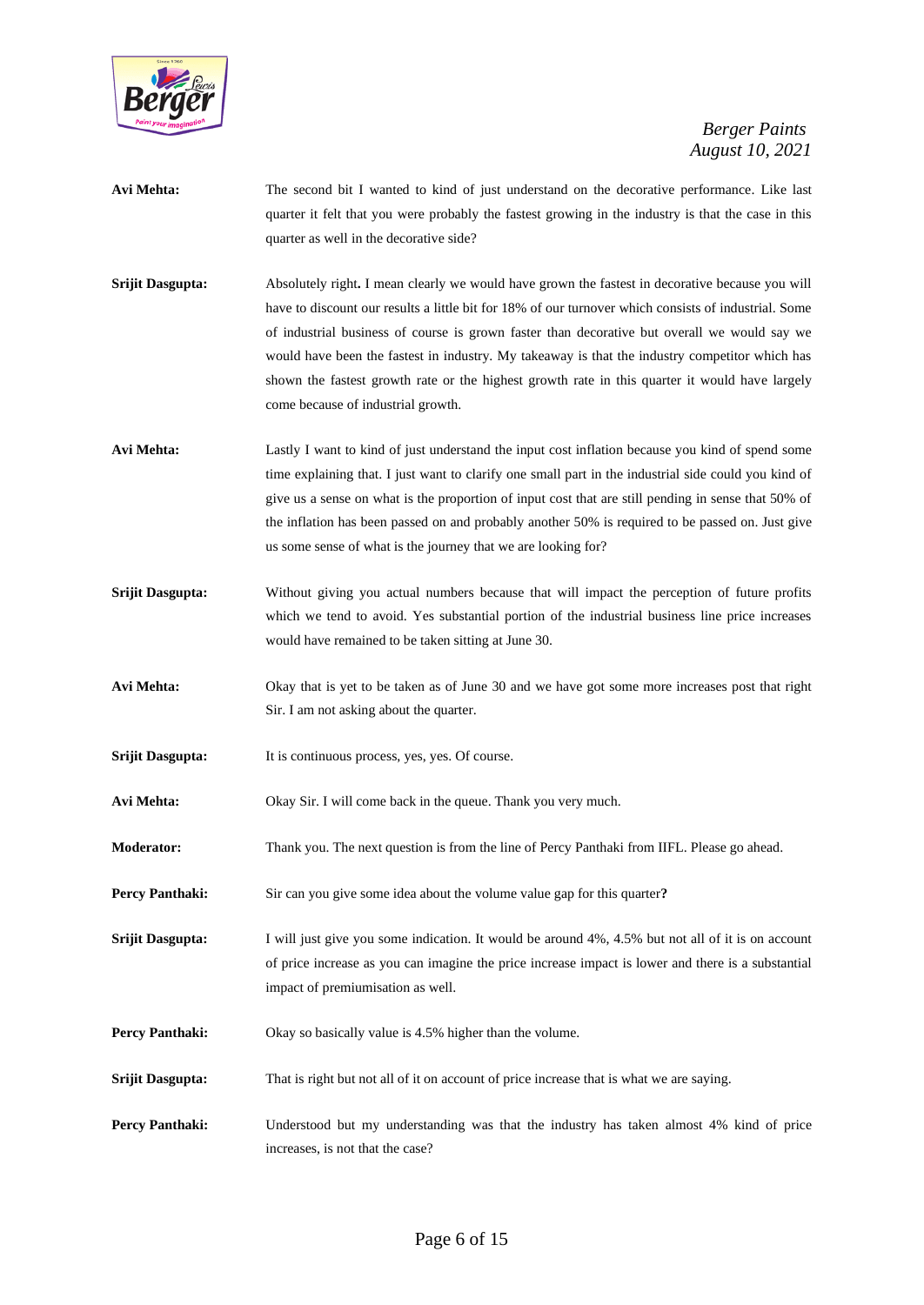**Avi Mehta:** The second bit I wanted to kind of just understand on the decorative performance. Like last quarter it felt that you were probably the fastest growing in the industry is that the case in this quarter as well in the decorative side?

**Srijit Dasgupta:** Absolutely right**.** I mean clearly we would have grown the fastest in decorative because you will have to discount our results a little bit for 18% of our turnover which consists of industrial. Some of industrial business of course is grown faster than decorative but overall we would say we would have been the fastest in industry. My takeaway is that the industry competitor which has shown the fastest growth rate or the highest growth rate in this quarter it would have largely come because of industrial growth.

**Avi Mehta:** Lastly I want to kind of just understand the input cost inflation because you kind of spend some time explaining that. I just want to clarify one small part in the industrial side could you kind of give us a sense on what is the proportion of input cost that are still pending in sense that 50% of the inflation has been passed on and probably another 50% is required to be passed on. Just give us some sense of what is the journey that we are looking for?

**Srijit Dasgupta:** Without giving you actual numbers because that will impact the perception of future profits which we tend to avoid. Yes substantial portion of the industrial business line price increases would have remained to be taken sitting at June 30.

**Avi Mehta:** Okay that is yet to be taken as of June 30 and we have got some more increases post that right Sir. I am not asking about the quarter.

**Srijit Dasgupta:** It is continuous process, yes, yes. Of course.

**Avi Mehta:** Okay Sir. I will come back in the queue. Thank you very much.

**Moderator:** Thank you. The next question is from the line of Percy Panthaki from IIFL. Please go ahead.

**Percy Panthaki:** Sir can you give some idea about the volume value gap for this quarter**?**

**Srijit Dasgupta:** I will just give you some indication. It would be around 4%, 4.5% but not all of it is on account of price increase as you can imagine the price increase impact is lower and there is a substantial impact of premiumisation as well.

**Percy Panthaki:** Okay so basically value is 4.5% higher than the volume.

**Srijit Dasgupta:** That is right but not all of it on account of price increase that is what we are saying.

**Percy Panthaki:** Understood but my understanding was that the industry has taken almost 4% kind of price increases, is not that the case?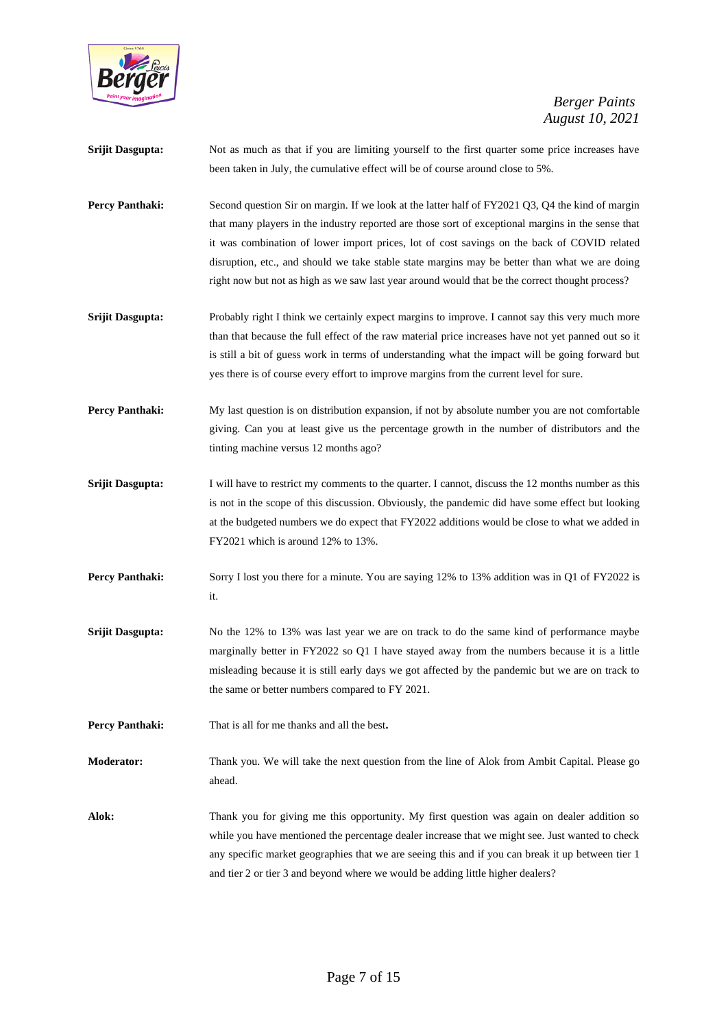**Srijit Dasgupta:** Not as much as that if you are limiting yourself to the first quarter some price increases have been taken in July, the cumulative effect will be of course around close to 5%.

**Percy Panthaki:** Second question Sir on margin. If we look at the latter half of FY2021 Q3, Q4 the kind of margin that many players in the industry reported are those sort of exceptional margins in the sense that it was combination of lower import prices, lot of cost savings on the back of COVID related disruption, etc., and should we take stable state margins may be better than what we are doing right now but not as high as we saw last year around would that be the correct thought process?

**Srijit Dasgupta:** Probably right I think we certainly expect margins to improve. I cannot say this very much more than that because the full effect of the raw material price increases have not yet panned out so it is still a bit of guess work in terms of understanding what the impact will be going forward but yes there is of course every effort to improve margins from the current level for sure.

**Percy Panthaki:** My last question is on distribution expansion, if not by absolute number you are not comfortable giving. Can you at least give us the percentage growth in the number of distributors and the tinting machine versus 12 months ago?

**Srijit Dasgupta:** I will have to restrict my comments to the quarter. I cannot, discuss the 12 months number as this is not in the scope of this discussion. Obviously, the pandemic did have some effect but looking at the budgeted numbers we do expect that FY2022 additions would be close to what we added in FY2021 which is around 12% to 13%.

**Percy Panthaki:** Sorry I lost you there for a minute. You are saying 12% to 13% addition was in Q1 of FY2022 is it.

**Srijit Dasgupta:** No the 12% to 13% was last year we are on track to do the same kind of performance maybe marginally better in FY2022 so Q1 I have stayed away from the numbers because it is a little misleading because it is still early days we got affected by the pandemic but we are on track to the same or better numbers compared to FY 2021.

**Percy Panthaki:** That is all for me thanks and all the best**.**

**Moderator:** Thank you. We will take the next question from the line of Alok from Ambit Capital. Please go ahead.

**Alok:** Thank you for giving me this opportunity. My first question was again on dealer addition so while you have mentioned the percentage dealer increase that we might see. Just wanted to check any specific market geographies that we are seeing this and if you can break it up between tier 1 and tier 2 or tier 3 and beyond where we would be adding little higher dealers?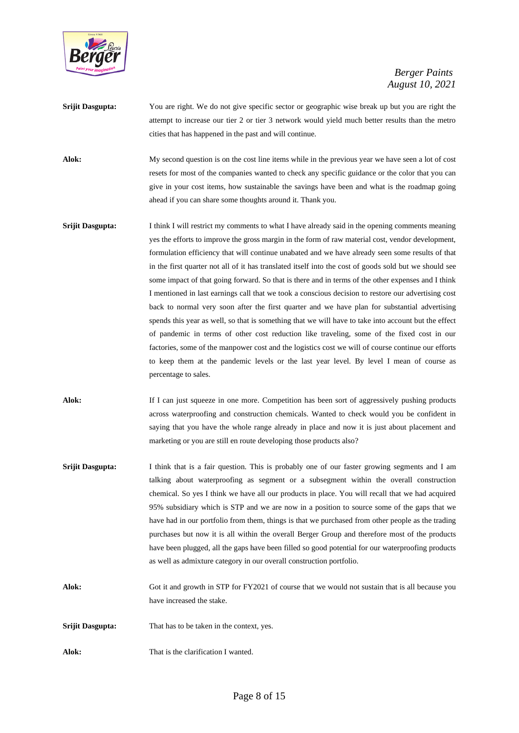**Srijit Dasgupta:** You are right. We do not give specific sector or geographic wise break up but you are right the attempt to increase our tier 2 or tier 3 network would yield much better results than the metro cities that has happened in the past and will continue.

**Alok:** My second question is on the cost line items while in the previous year we have seen a lot of cost resets for most of the companies wanted to check any specific guidance or the color that you can give in your cost items, how sustainable the savings have been and what is the roadmap going ahead if you can share some thoughts around it. Thank you.

**Srijit Dasgupta:** I think I will restrict my comments to what I have already said in the opening comments meaning yes the efforts to improve the gross margin in the form of raw material cost, vendor development, formulation efficiency that will continue unabated and we have already seen some results of that in the first quarter not all of it has translated itself into the cost of goods sold but we should see some impact of that going forward. So that is there and in terms of the other expenses and I think I mentioned in last earnings call that we took a conscious decision to restore our advertising cost back to normal very soon after the first quarter and we have plan for substantial advertising spends this year as well, so that is something that we will have to take into account but the effect of pandemic in terms of other cost reduction like traveling, some of the fixed cost in our factories, some of the manpower cost and the logistics cost we will of course continue our efforts to keep them at the pandemic levels or the last year level. By level I mean of course as percentage to sales.

**Alok:** If I can just squeeze in one more. Competition has been sort of aggressively pushing products across waterproofing and construction chemicals. Wanted to check would you be confident in saying that you have the whole range already in place and now it is just about placement and marketing or you are still en route developing those products also?

**Srijit Dasgupta:** I think that is a fair question. This is probably one of our faster growing segments and I am talking about waterproofing as segment or a subsegment within the overall construction chemical. So yes I think we have all our products in place. You will recall that we had acquired 95% subsidiary which is STP and we are now in a position to source some of the gaps that we have had in our portfolio from them, things is that we purchased from other people as the trading purchases but now it is all within the overall Berger Group and therefore most of the products have been plugged, all the gaps have been filled so good potential for our waterproofing products as well as admixture category in our overall construction portfolio.

**Alok:** Got it and growth in STP for FY2021 of course that we would not sustain that is all because you have increased the stake.

**Srijit Dasgupta:** That has to be taken in the context, yes.

**Alok:** That is the clarification I wanted.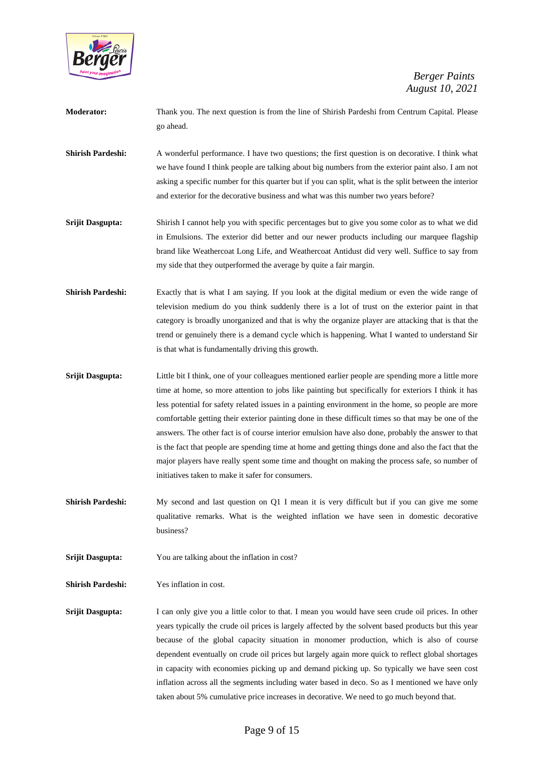**Moderator:** Thank you. The next question is from the line of Shirish Pardeshi from Centrum Capital. Please go ahead.

**Shirish Pardeshi:** A wonderful performance. I have two questions; the first question is on decorative. I think what we have found I think people are talking about big numbers from the exterior paint also. I am not asking a specific number for this quarter but if you can split, what is the split between the interior and exterior for the decorative business and what was this number two years before?

**Srijit Dasgupta:** Shirish I cannot help you with specific percentages but to give you some color as to what we did in Emulsions. The exterior did better and our newer products including our marquee flagship brand like Weathercoat Long Life, and Weathercoat Antidust did very well. Suffice to say from my side that they outperformed the average by quite a fair margin.

**Shirish Pardeshi:** Exactly that is what I am saying. If you look at the digital medium or even the wide range of television medium do you think suddenly there is a lot of trust on the exterior paint in that category is broadly unorganized and that is why the organize player are attacking that is that the trend or genuinely there is a demand cycle which is happening. What I wanted to understand Sir is that what is fundamentally driving this growth.

**Srijit Dasgupta:** Little bit I think, one of your colleagues mentioned earlier people are spending more a little more time at home, so more attention to jobs like painting but specifically for exteriors I think it has less potential for safety related issues in a painting environment in the home, so people are more comfortable getting their exterior painting done in these difficult times so that may be one of the answers. The other fact is of course interior emulsion have also done, probably the answer to that is the fact that people are spending time at home and getting things done and also the fact that the major players have really spent some time and thought on making the process safe, so number of initiatives taken to make it safer for consumers.

**Shirish Pardeshi:** My second and last question on Q1 I mean it is very difficult but if you can give me some qualitative remarks. What is the weighted inflation we have seen in domestic decorative business?

**Srijit Dasgupta:** You are talking about the inflation in cost?

**Shirish Pardeshi:** Yes inflation in cost.

**Srijit Dasgupta:** I can only give you a little color to that. I mean you would have seen crude oil prices. In other years typically the crude oil prices is largely affected by the solvent based products but this year because of the global capacity situation in monomer production, which is also of course dependent eventually on crude oil prices but largely again more quick to reflect global shortages in capacity with economies picking up and demand picking up. So typically we have seen cost inflation across all the segments including water based in deco. So as I mentioned we have only taken about 5% cumulative price increases in decorative. We need to go much beyond that.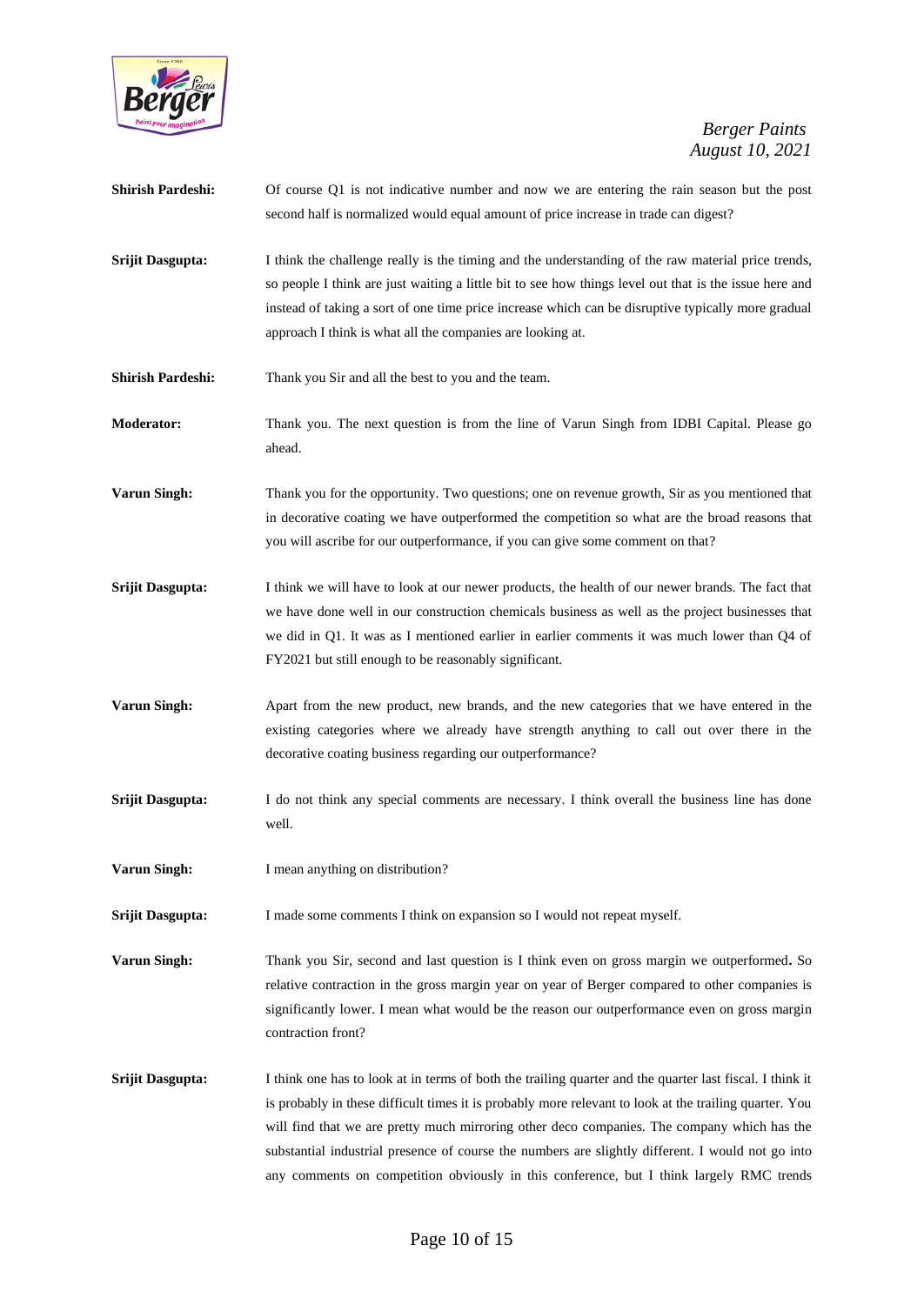**Shirish Pardeshi:** Of course Q1 is not indicative number and now we are entering the rain season but the post second half is normalized would equal amount of price increase in trade can digest?

**Srijit Dasgupta:** I think the challenge really is the timing and the understanding of the raw material price trends, so people I think are just waiting a little bit to see how things level out that is the issue here and instead of taking a sort of one time price increase which can be disruptive typically more gradual approach I think is what all the companies are looking at.

**Shirish Pardeshi:** Thank you Sir and all the best to you and the team.

**Moderator:** Thank you. The next question is from the line of Varun Singh from IDBI Capital. Please go ahead.

**Varun Singh:** Thank you for the opportunity. Two questions; one on revenue growth, Sir as you mentioned that in decorative coating we have outperformed the competition so what are the broad reasons that you will ascribe for our outperformance, if you can give some comment on that?

**Srijit Dasgupta:** I think we will have to look at our newer products, the health of our newer brands. The fact that we have done well in our construction chemicals business as well as the project businesses that we did in Q1. It was as I mentioned earlier in earlier comments it was much lower than Q4 of FY2021 but still enough to be reasonably significant.

**Varun Singh:** Apart from the new product, new brands, and the new categories that we have entered in the existing categories where we already have strength anything to call out over there in the decorative coating business regarding our outperformance?

**Srijit Dasgupta:** I do not think any special comments are necessary. I think overall the business line has done well.

**Varun Singh:** I mean anything on distribution?

**Srijit Dasgupta:** I made some comments I think on expansion so I would not repeat myself.

**Varun Singh:** Thank you Sir, second and last question is I think even on gross margin we outperformed**.** So relative contraction in the gross margin year on year of Berger compared to other companies is significantly lower. I mean what would be the reason our outperformance even on gross margin contraction front?

**Srijit Dasgupta:** I think one has to look at in terms of both the trailing quarter and the quarter last fiscal. I think it is probably in these difficult times it is probably more relevant to look at the trailing quarter. You will find that we are pretty much mirroring other deco companies. The company which has the substantial industrial presence of course the numbers are slightly different. I would not go into any comments on competition obviously in this conference, but I think largely RMC trends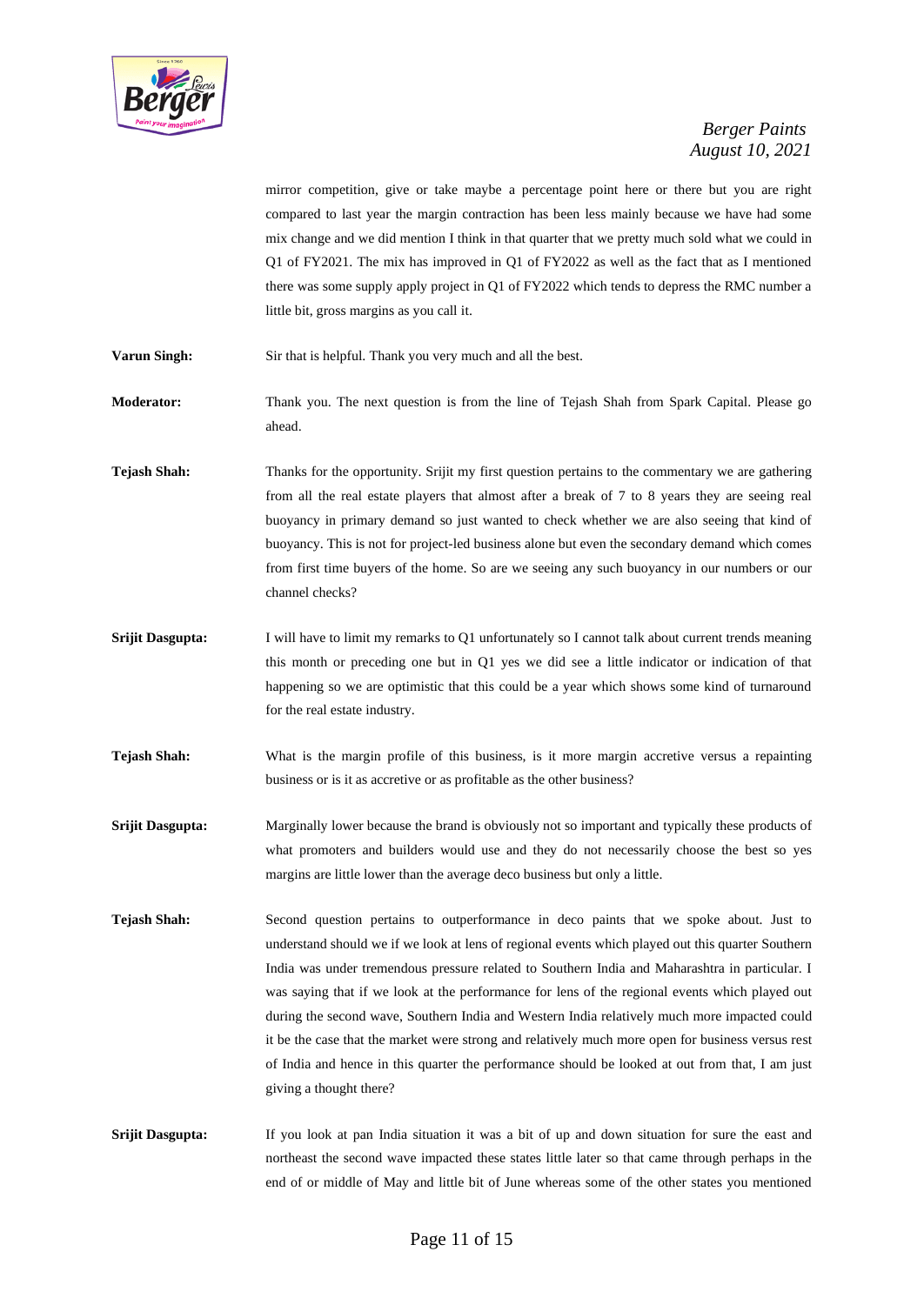mirror competition, give or take maybe a percentage point here or there but you are right compared to last year the margin contraction has been less mainly because we have had some mix change and we did mention I think in that quarter that we pretty much sold what we could in Q1 of FY2021. The mix has improved in Q1 of FY2022 as well as the fact that as I mentioned there was some supply apply project in Q1 of FY2022 which tends to depress the RMC number a little bit, gross margins as you call it.

**Varun Singh:** Sir that is helpful. Thank you very much and all the best.

**Moderator:** Thank you. The next question is from the line of Tejash Shah from Spark Capital. Please go ahead.

**Tejash Shah:** Thanks for the opportunity. Srijit my first question pertains to the commentary we are gathering from all the real estate players that almost after a break of 7 to 8 years they are seeing real buoyancy in primary demand so just wanted to check whether we are also seeing that kind of buoyancy. This is not for project-led business alone but even the secondary demand which comes from first time buyers of the home. So are we seeing any such buoyancy in our numbers or our channel checks?

**Srijit Dasgupta:** I will have to limit my remarks to Q1 unfortunately so I cannot talk about current trends meaning this month or preceding one but in Q1 yes we did see a little indicator or indication of that happening so we are optimistic that this could be a year which shows some kind of turnaround for the real estate industry.

**Tejash Shah:** What is the margin profile of this business, is it more margin accretive versus a repainting business or is it as accretive or as profitable as the other business?

**Srijit Dasgupta:** Marginally lower because the brand is obviously not so important and typically these products of what promoters and builders would use and they do not necessarily choose the best so yes margins are little lower than the average deco business but only a little.

**Tejash Shah:** Second question pertains to outperformance in deco paints that we spoke about. Just to understand should we if we look at lens of regional events which played out this quarter Southern India was under tremendous pressure related to Southern India and Maharashtra in particular. I was saying that if we look at the performance for lens of the regional events which played out during the second wave, Southern India and Western India relatively much more impacted could it be the case that the market were strong and relatively much more open for business versus rest of India and hence in this quarter the performance should be looked at out from that, I am just giving a thought there?

**Srijit Dasgupta:** If you look at pan India situation it was a bit of up and down situation for sure the east and northeast the second wave impacted these states little later so that came through perhaps in the end of or middle of May and little bit of June whereas some of the other states you mentioned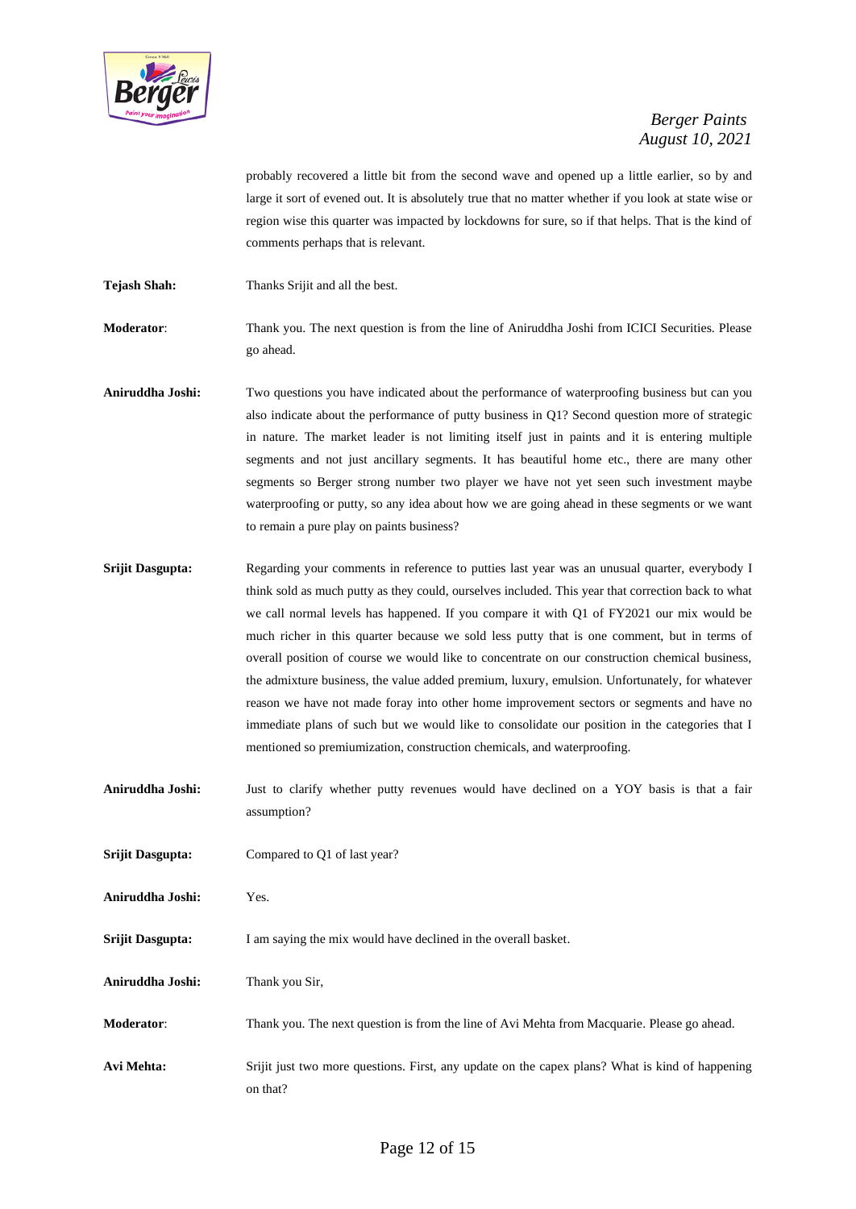probably recovered a little bit from the second wave and opened up a little earlier, so by and large it sort of evened out. It is absolutely true that no matter whether if you look at state wise or region wise this quarter was impacted by lockdowns for sure, so if that helps. That is the kind of comments perhaps that is relevant.

**Tejash Shah:** Thanks Srijit and all the best.

**Moderator**: Thank you. The next question is from the line of Aniruddha Joshi from ICICI Securities. Please go ahead.

**Aniruddha Joshi:** Two questions you have indicated about the performance of waterproofing business but can you also indicate about the performance of putty business in Q1? Second question more of strategic in nature. The market leader is not limiting itself just in paints and it is entering multiple segments and not just ancillary segments. It has beautiful home etc., there are many other segments so Berger strong number two player we have not yet seen such investment maybe waterproofing or putty, so any idea about how we are going ahead in these segments or we want to remain a pure play on paints business?

**Srijit Dasgupta:** Regarding your comments in reference to putties last year was an unusual quarter, everybody I think sold as much putty as they could, ourselves included. This year that correction back to what we call normal levels has happened. If you compare it with Q1 of FY2021 our mix would be much richer in this quarter because we sold less putty that is one comment, but in terms of overall position of course we would like to concentrate on our construction chemical business, the admixture business, the value added premium, luxury, emulsion. Unfortunately, for whatever reason we have not made foray into other home improvement sectors or segments and have no immediate plans of such but we would like to consolidate our position in the categories that I mentioned so premiumization, construction chemicals, and waterproofing.

**Aniruddha Joshi:** Just to clarify whether putty revenues would have declined on a YOY basis is that a fair assumption?

**Srijit Dasgupta:** Compared to Q1 of last year?

**Aniruddha Joshi:** Yes.

**Srijit Dasgupta:** I am saying the mix would have declined in the overall basket.

**Aniruddha Joshi:** Thank you Sir,

**Moderator**: Thank you. The next question is from the line of Avi Mehta from Macquarie. Please go ahead.

**Avi Mehta:** Srijit just two more questions. First, any update on the capex plans? What is kind of happening on that?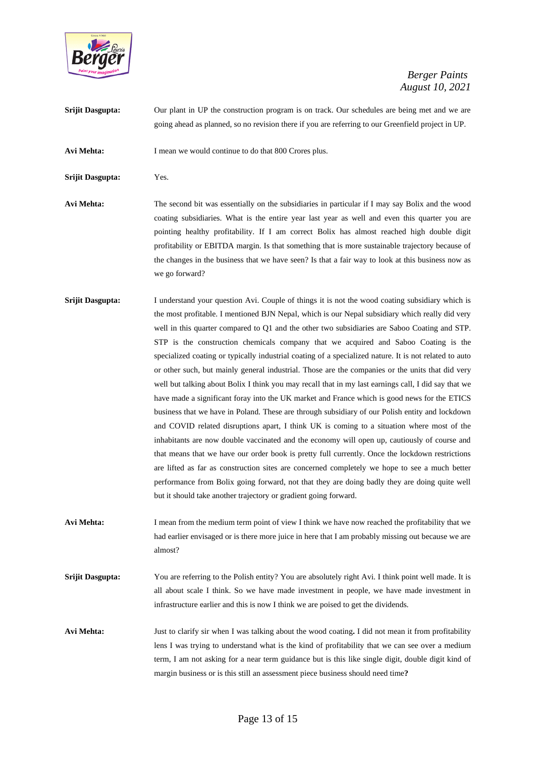**Srijit Dasgupta:** Our plant in UP the construction program is on track. Our schedules are being met and we are going ahead as planned, so no revision there if you are referring to our Greenfield project in UP.

**Avi Mehta:** I mean we would continue to do that 800 Crores plus.

**Srijit Dasgupta:** Yes.

**Avi Mehta:** The second bit was essentially on the subsidiaries in particular if I may say Bolix and the wood coating subsidiaries. What is the entire year last year as well and even this quarter you are pointing healthy profitability. If I am correct Bolix has almost reached high double digit profitability or EBITDA margin. Is that something that is more sustainable trajectory because of the changes in the business that we have seen? Is that a fair way to look at this business now as we go forward?

**Srijit Dasgupta:** I understand your question Avi. Couple of things it is not the wood coating subsidiary which is the most profitable. I mentioned BJN Nepal, which is our Nepal subsidiary which really did very well in this quarter compared to Q1 and the other two subsidiaries are Saboo Coating and STP. STP is the construction chemicals company that we acquired and Saboo Coating is the specialized coating or typically industrial coating of a specialized nature. It is not related to auto or other such, but mainly general industrial. Those are the companies or the units that did very well but talking about Bolix I think you may recall that in my last earnings call, I did say that we have made a significant foray into the UK market and France which is good news for the ETICS business that we have in Poland. These are through subsidiary of our Polish entity and lockdown and COVID related disruptions apart, I think UK is coming to a situation where most of the inhabitants are now double vaccinated and the economy will open up, cautiously of course and that means that we have our order book is pretty full currently. Once the lockdown restrictions are lifted as far as construction sites are concerned completely we hope to see a much better performance from Bolix going forward, not that they are doing badly they are doing quite well but it should take another trajectory or gradient going forward.

**Avi Mehta:** I mean from the medium term point of view I think we have now reached the profitability that we had earlier envisaged or is there more juice in here that I am probably missing out because we are almost?

**Srijit Dasgupta:** You are referring to the Polish entity? You are absolutely right Avi. I think point well made. It is all about scale I think. So we have made investment in people, we have made investment in infrastructure earlier and this is now I think we are poised to get the dividends.

**Avi Mehta:** Just to clarify sir when I was talking about the wood coating**.** I did not mean it from profitability lens I was trying to understand what is the kind of profitability that we can see over a medium term, I am not asking for a near term guidance but is this like single digit, double digit kind of margin business or is this still an assessment piece business should need time**?**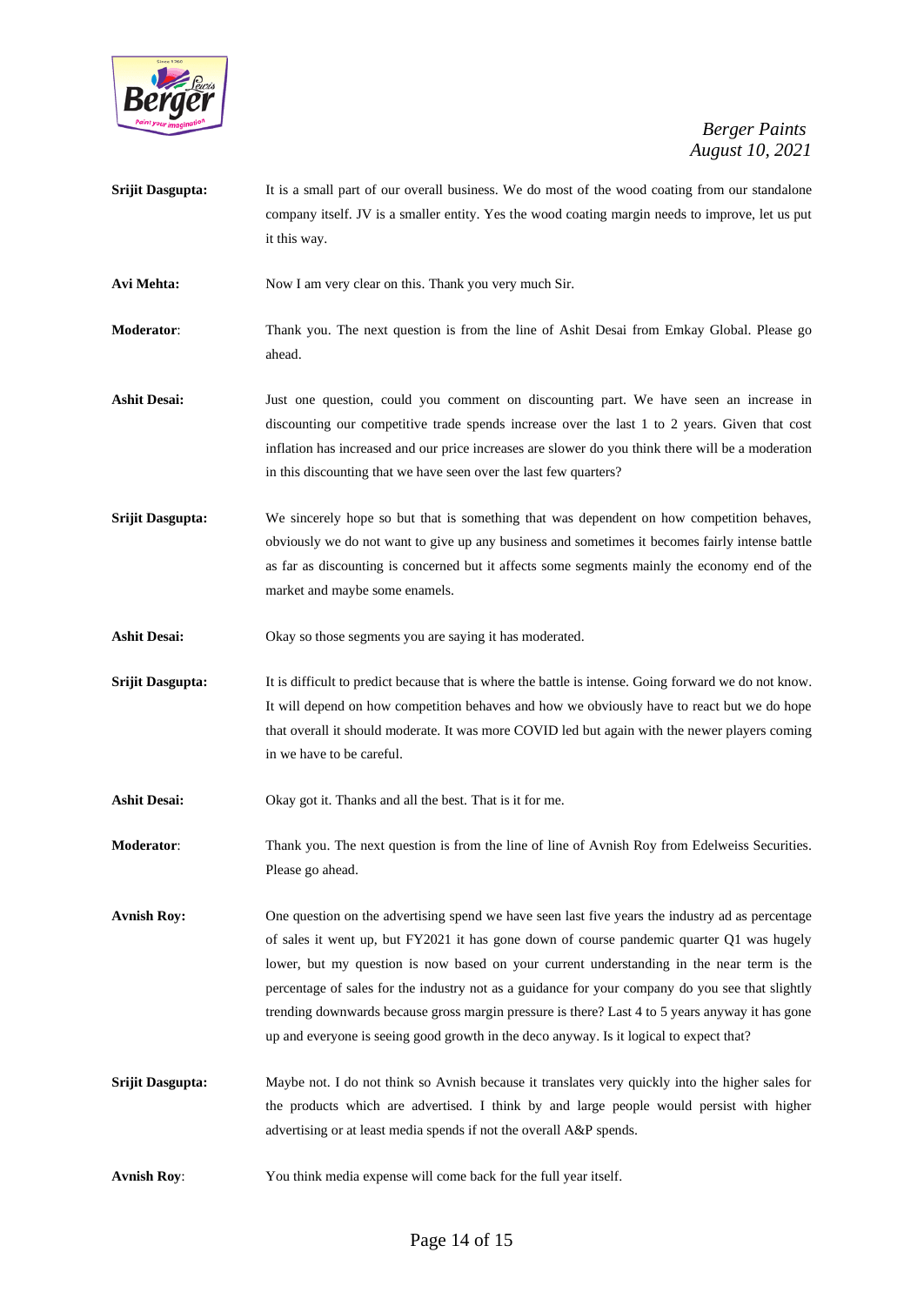**Srijit Dasgupta:** It is a small part of our overall business. We do most of the wood coating from our standalone company itself. JV is a smaller entity. Yes the wood coating margin needs to improve, let us put it this way.

**Avi Mehta:** Now I am very clear on this. Thank you very much Sir.

**Moderator**: Thank you. The next question is from the line of Ashit Desai from Emkay Global. Please go ahead.

**Ashit Desai:** Just one question, could you comment on discounting part. We have seen an increase in discounting our competitive trade spends increase over the last 1 to 2 years. Given that cost inflation has increased and our price increases are slower do you think there will be a moderation in this discounting that we have seen over the last few quarters?

**Srijit Dasgupta:** We sincerely hope so but that is something that was dependent on how competition behaves, obviously we do not want to give up any business and sometimes it becomes fairly intense battle as far as discounting is concerned but it affects some segments mainly the economy end of the market and maybe some enamels.

**Ashit Desai:** Okay so those segments you are saying it has moderated.

**Srijit Dasgupta:** It is difficult to predict because that is where the battle is intense. Going forward we do not know. It will depend on how competition behaves and how we obviously have to react but we do hope that overall it should moderate. It was more COVID led but again with the newer players coming in we have to be careful.

**Ashit Desai:** Okay got it. Thanks and all the best. That is it for me.

**Moderator**: Thank you. The next question is from the line of line of Avnish Roy from Edelweiss Securities. Please go ahead.

**Avnish Roy:** One question on the advertising spend we have seen last five years the industry ad as percentage of sales it went up, but FY2021 it has gone down of course pandemic quarter Q1 was hugely lower, but my question is now based on your current understanding in the near term is the percentage of sales for the industry not as a guidance for your company do you see that slightly trending downwards because gross margin pressure is there? Last 4 to 5 years anyway it has gone up and everyone is seeing good growth in the deco anyway. Is it logical to expect that?

**Srijit Dasgupta:** Maybe not. I do not think so Avnish because it translates very quickly into the higher sales for the products which are advertised. I think by and large people would persist with higher advertising or at least media spends if not the overall A&P spends.

**Avnish Roy**: You think media expense will come back for the full year itself.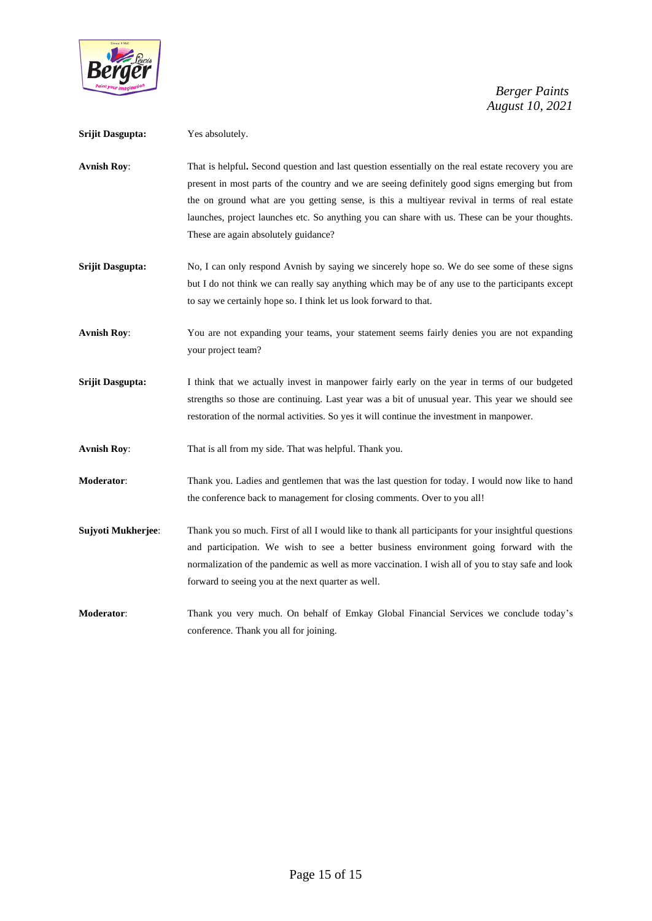**Srijit Dasgupta:** Yes absolutely.

**Avnish Roy**: That is helpful**.** Second question and last question essentially on the real estate recovery you are present in most parts of the country and we are seeing definitely good signs emerging but from the on ground what are you getting sense, is this a multiyear revival in terms of real estate launches, project launches etc. So anything you can share with us. These can be your thoughts. These are again absolutely guidance?

**Srijit Dasgupta:** No, I can only respond Avnish by saying we sincerely hope so. We do see some of these signs but I do not think we can really say anything which may be of any use to the participants except to say we certainly hope so. I think let us look forward to that.

**Avnish Roy**: You are not expanding your teams, your statement seems fairly denies you are not expanding your project team?

**Srijit Dasgupta:** I think that we actually invest in manpower fairly early on the year in terms of our budgeted strengths so those are continuing. Last year was a bit of unusual year. This year we should see restoration of the normal activities. So yes it will continue the investment in manpower.

**Avnish Roy**: That is all from my side. That was helpful. Thank you.

**Moderator**: Thank you. Ladies and gentlemen that was the last question for today. I would now like to hand the conference back to management for closing comments. Over to you all!

**Sujyoti Mukherjee**: Thank you so much. First of all I would like to thank all participants for your insightful questions and participation. We wish to see a better business environment going forward with the normalization of the pandemic as well as more vaccination. I wish all of you to stay safe and look forward to seeing you at the next quarter as well.

**Moderator**: Thank you very much. On behalf of Emkay Global Financial Services we conclude today's conference. Thank you all for joining.